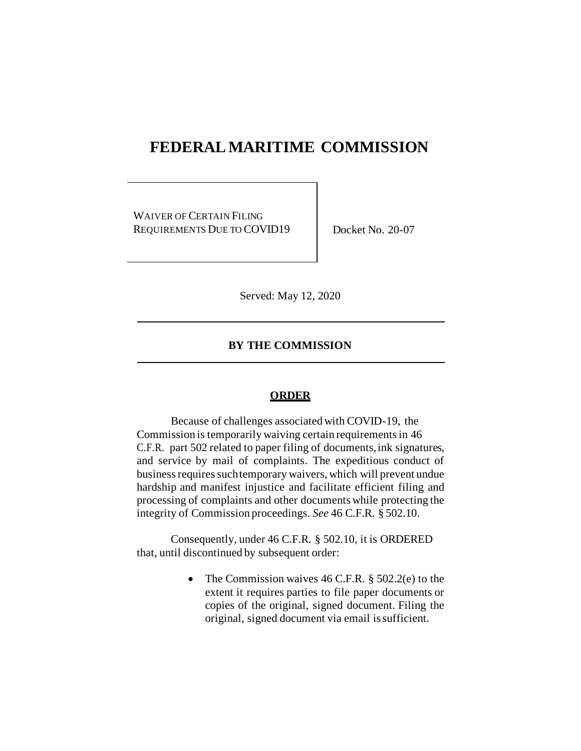# FEDERAL MARITIME COMMISSION

WAIVER OF CERTAIN FILING REQUIREMENTS DUE TO COVID19

Docket No. 20-07

Served: May 12, 2020

**BY THE COMMISSION**

**ORDER**

Because of challenges associated with COVID-19, the Commission is temporarily waiving certain requirements in 46 C.F.R. part 502 related to paper filing of documents, ink signatures, and service by mail of complaints. The expeditious conduct of business requires such temporary waivers, which will prevent undue hardship and manifest injustice and facilitate efficient filing and processing of complaints and other documents while protecting the integrity of Commission proceedings. *See* 46 C.F.R. § 502.10.

Consequently, under 46 C.F.R. § 502.10, it is ORDERED that, until discontinued by subsequent order:

- The Commission waives 46 C.F.R. § 502.2(e) to the extent it requires parties to file paper documents or copies of the original, signed document. Filing the original, signed document via email is sufficient.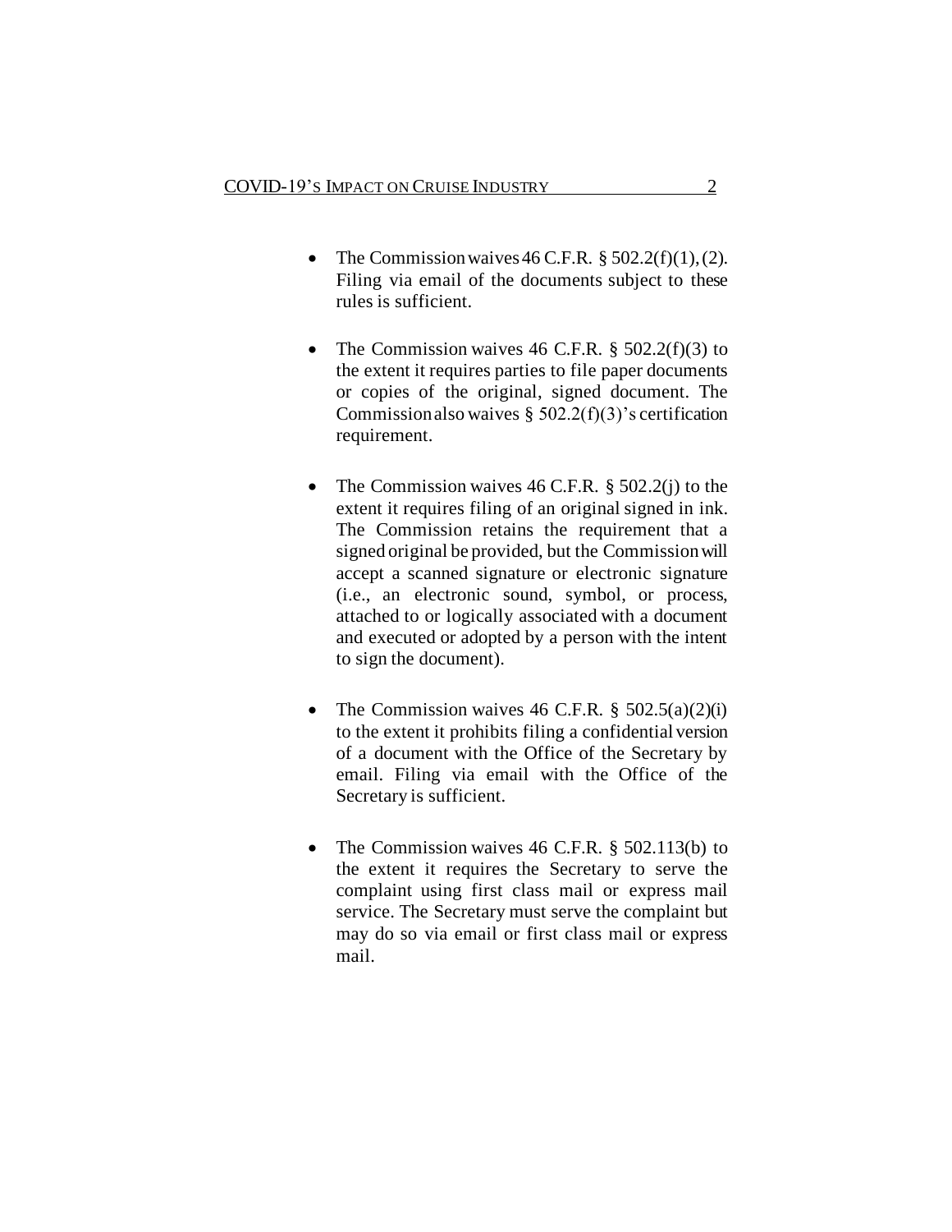- The Commission waives 46 C.F.R. § 502.2(f)(1), (2). Filing via email of the documents subject to these rules is sufficient.

- The Commission waives 46 C.F.R. § 502.2(f)(3) to the extent it requires parties to file paper documents or copies of the original, signed document. The Commission also waives § 502.2(f)(3)'s certification requirement.

- The Commission waives 46 C.F.R. § 502.2(j) to the extent it requires filing of an original signed in ink. The Commission retains the requirement that a signed original be provided, but the Commission will accept a scanned signature or electronic signature (i.e., an electronic sound, symbol, or process, attached to or logically associated with a document and executed or adopted by a person with the intent to sign the document).

- The Commission waives 46 C.F.R. § 502.5(a)(2)(i) to the extent it prohibits filing a confidential version of a document with the Office of the Secretary by email. Filing via email with the Office of the Secretary is sufficient.

- The Commission waives 46 C.F.R. § 502.113(b) to the extent it requires the Secretary to serve the complaint using first class mail or express mail service. The Secretary must serve the complaint but may do so via email or first class mail or express mail.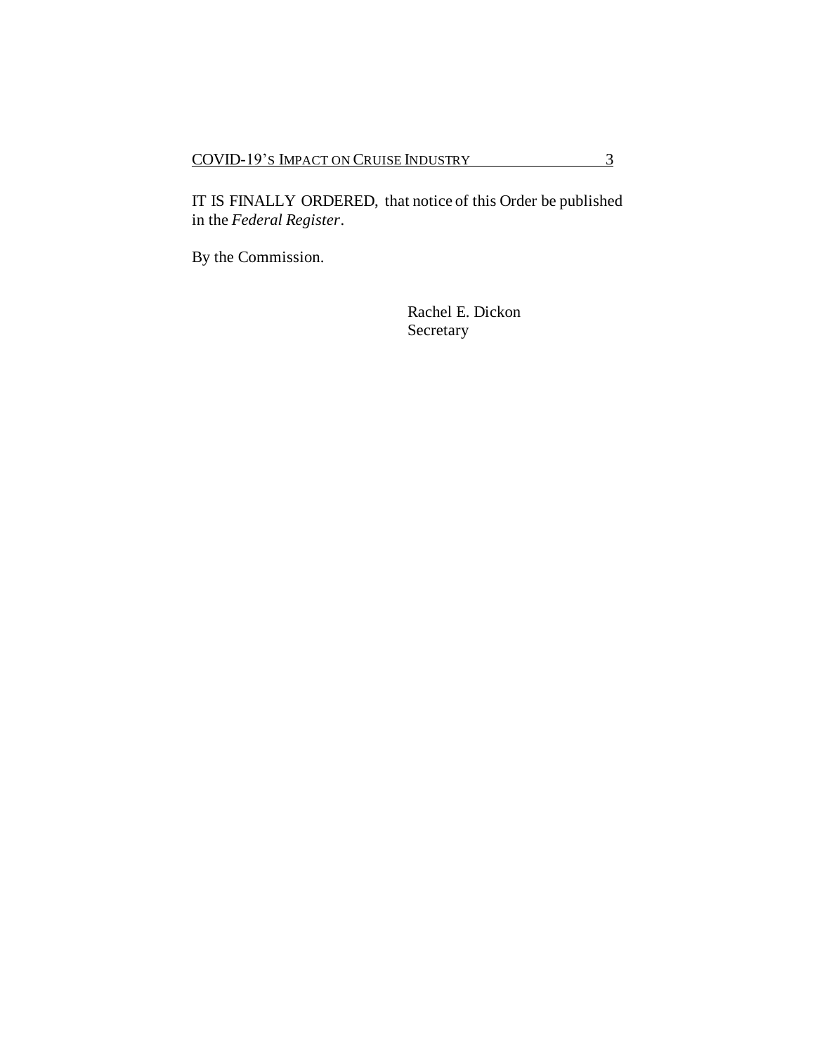IT IS FINALLY ORDERED, that notice of this Order be published in the *Federal Register*.

By the Commission.

Rachel E. Dickon
Secretary